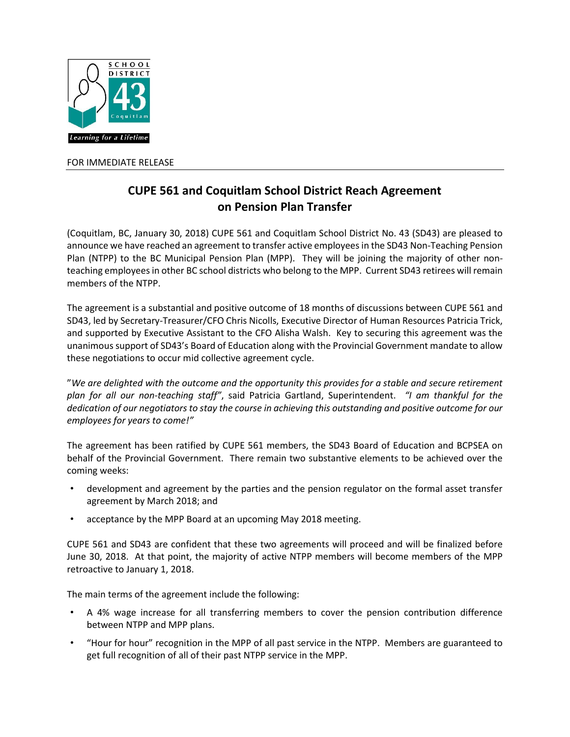SCHOOL DISTRICT 43 Coquitlam

*Learning for a Lifetime*

FOR IMMEDIATE RELEASE

# CUPE 561 and Coquitlam School District Reach Agreement on Pension Plan Transfer

(Coquitlam, BC, January 30, 2018) CUPE 561 and Coquitlam School District No. 43 (SD43) are pleased to announce we have reached an agreement to transfer active employees in the SD43 Non-Teaching Pension Plan (NTPP) to the BC Municipal Pension Plan (MPP). They will be joining the majority of other non-teaching employees in other BC school districts who belong to the MPP. Current SD43 retirees will remain members of the NTPP.

The agreement is a substantial and positive outcome of 18 months of discussions between CUPE 561 and SD43, led by Secretary-Treasurer/CFO Chris Nicolls, Executive Director of Human Resources Patricia Trick, and supported by Executive Assistant to the CFO Alisha Walsh. Key to securing this agreement was the unanimous support of SD43's Board of Education along with the Provincial Government mandate to allow these negotiations to occur mid collective agreement cycle.

"*We are delighted with the outcome and the opportunity this provides for a stable and secure retirement plan for all our non-teaching staff"*, said Patricia Gartland, Superintendent. *"I am thankful for the dedication of our negotiators to stay the course in achieving this outstanding and positive outcome for our employees for years to come!"*

The agreement has been ratified by CUPE 561 members, the SD43 Board of Education and BCPSEA on behalf of the Provincial Government. There remain two substantive elements to be achieved over the coming weeks:

- development and agreement by the parties and the pension regulator on the formal asset transfer agreement by March 2018; and
- acceptance by the MPP Board at an upcoming May 2018 meeting.

CUPE 561 and SD43 are confident that these two agreements will proceed and will be finalized before June 30, 2018. At that point, the majority of active NTPP members will become members of the MPP retroactive to January 1, 2018.

The main terms of the agreement include the following:

- A 4% wage increase for all transferring members to cover the pension contribution difference between NTPP and MPP plans.
- "Hour for hour" recognition in the MPP of all past service in the NTPP. Members are guaranteed to get full recognition of all of their past NTPP service in the MPP.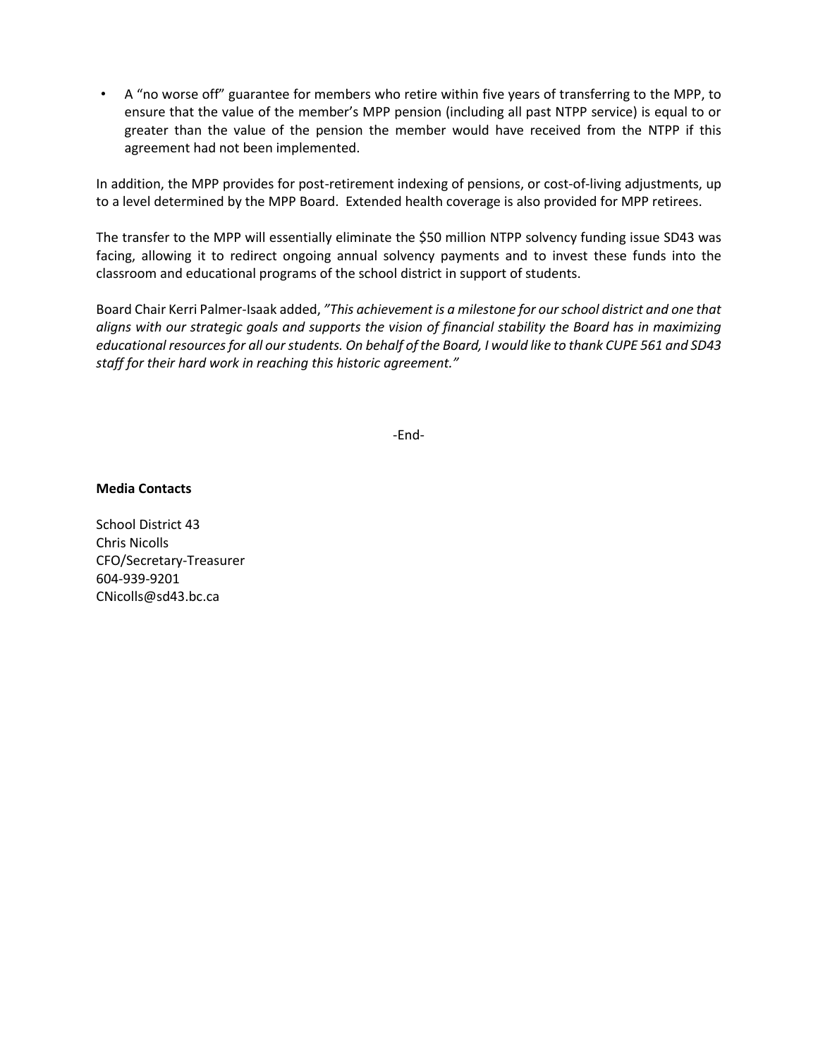- A "no worse off" guarantee for members who retire within five years of transferring to the MPP, to ensure that the value of the member's MPP pension (including all past NTPP service) is equal to or greater than the value of the pension the member would have received from the NTPP if this agreement had not been implemented.

In addition, the MPP provides for post-retirement indexing of pensions, or cost-of-living adjustments, up to a level determined by the MPP Board. Extended health coverage is also provided for MPP retirees.

The transfer to the MPP will essentially eliminate the $50 million NTPP solvency funding issue SD43 was facing, allowing it to redirect ongoing annual solvency payments and to invest these funds into the classroom and educational programs of the school district in support of students.

Board Chair Kerri Palmer-Isaak added, *"This achievement is a milestone for our school district and one that aligns with our strategic goals and supports the vision of financial stability the Board has in maximizing educational resources for all our students. On behalf of the Board, I would like to thank CUPE 561 and SD43 staff for their hard work in reaching this historic agreement."*

-End-

**Media Contacts**

School District 43
Chris Nicolls
CFO/Secretary-Treasurer
604-939-9201
CNicolls@sd43.bc.ca